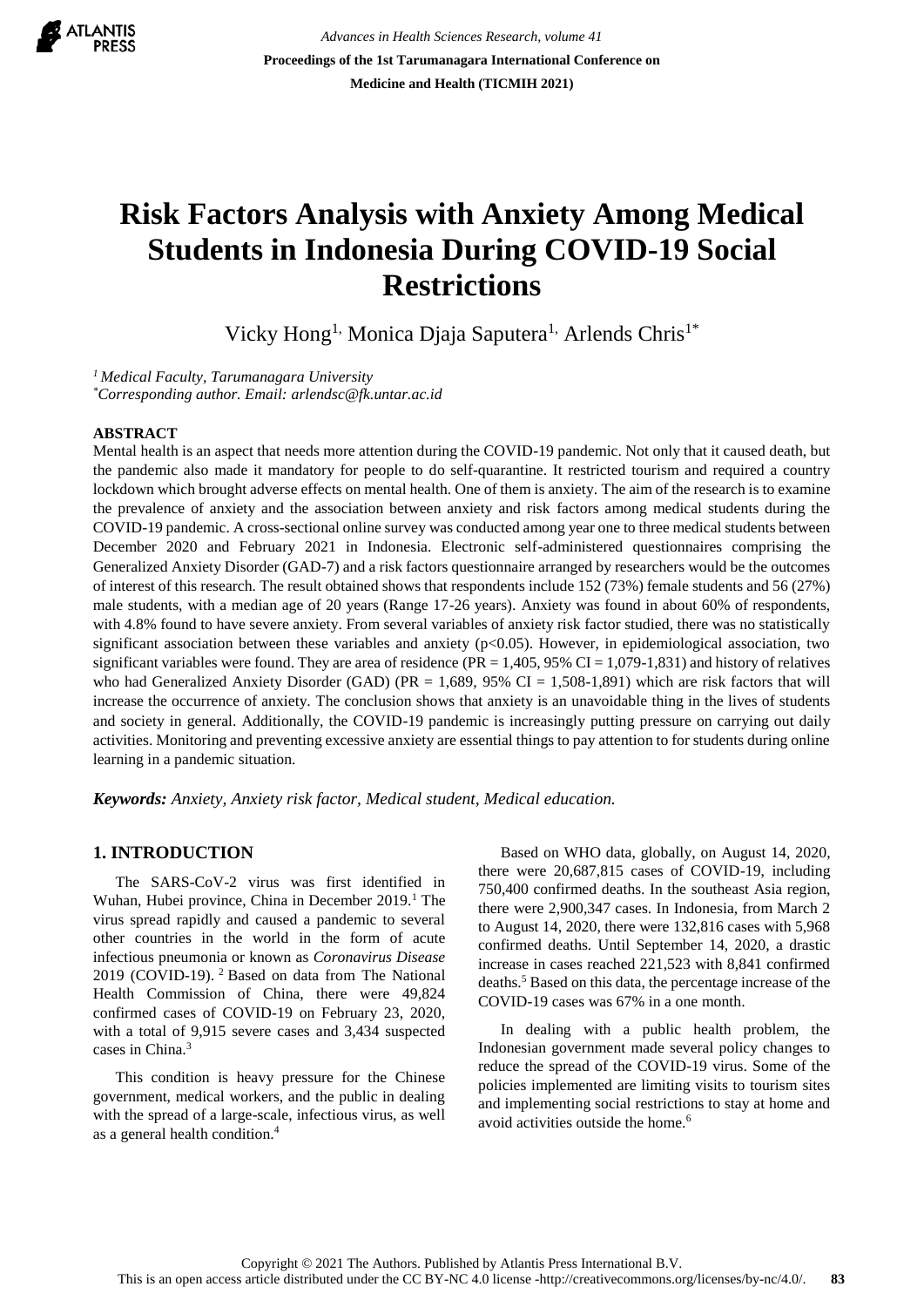# Risk Factors Analysis with Anxiety Among Medical Students in Indonesia During COVID-19 Social Restrictions

Vicky Hong[1], Monica Djaja Saputera[1], Arlends Chris[1*]

*[1] Medical Faculty, Tarumanagara University*
*[*]Corresponding author. Email: arlendsc@fk.untar.ac.id*

## ABSTRACT

Mental health is an aspect that needs more attention during the COVID-19 pandemic. Not only that it caused death, but the pandemic also made it mandatory for people to do self-quarantine. It restricted tourism and required a country lockdown which brought adverse effects on mental health. One of them is anxiety. The aim of the research is to examine the prevalence of anxiety and the association between anxiety and risk factors among medical students during the COVID-19 pandemic. A cross-sectional online survey was conducted among year one to three medical students between December 2020 and February 2021 in Indonesia. Electronic self-administered questionnaires comprising the Generalized Anxiety Disorder (GAD-7) and a risk factors questionnaire arranged by researchers would be the outcomes of interest of this research. The result obtained shows that respondents include 152 (73%) female students and 56 (27%) male students, with a median age of 20 years (Range 17-26 years). Anxiety was found in about 60% of respondents, with 4.8% found to have severe anxiety. From several variables of anxiety risk factor studied, there was no statistically significant association between these variables and anxiety ($p<0.05$). However, in epidemiological association, two significant variables were found. They are area of residence (PR = 1,405, 95% CI = 1,079-1,831) and history of relatives who had Generalized Anxiety Disorder (GAD) (PR = 1,689, 95% CI = 1,508-1,891) which are risk factors that will increase the occurrence of anxiety. The conclusion shows that anxiety is an unavoidable thing in the lives of students and society in general. Additionally, the COVID-19 pandemic is increasingly putting pressure on carrying out daily activities. Monitoring and preventing excessive anxiety are essential things to pay attention to for students during online learning in a pandemic situation.

***Keywords:*** *Anxiety, Anxiety risk factor, Medical student, Medical education.*

## 1. INTRODUCTION

The SARS-CoV-2 virus was first identified in Wuhan, Hubei province, China in December 2019.[1] The virus spread rapidly and caused a pandemic to several other countries in the world in the form of acute infectious pneumonia or known as *Coronavirus Disease* 2019 (COVID-19). [2] Based on data from The National Health Commission of China, there were 49,824 confirmed cases of COVID-19 on February 23, 2020, with a total of 9,915 severe cases and 3,434 suspected cases in China.[3]

This condition is heavy pressure for the Chinese government, medical workers, and the public in dealing with the spread of a large-scale, infectious virus, as well as a general health condition.[4]

Based on WHO data, globally, on August 14, 2020, there were 20,687,815 cases of COVID-19, including 750,400 confirmed deaths. In the southeast Asia region, there were 2,900,347 cases. In Indonesia, from March 2 to August 14, 2020, there were 132,816 cases with 5,968 confirmed deaths. Until September 14, 2020, a drastic increase in cases reached 221,523 with 8,841 confirmed deaths.[5] Based on this data, the percentage increase of the COVID-19 cases was 67% in a one month.

In dealing with a public health problem, the Indonesian government made several policy changes to reduce the spread of the COVID-19 virus. Some of the policies implemented are limiting visits to tourism sites and implementing social restrictions to stay at home and avoid activities outside the home.[6]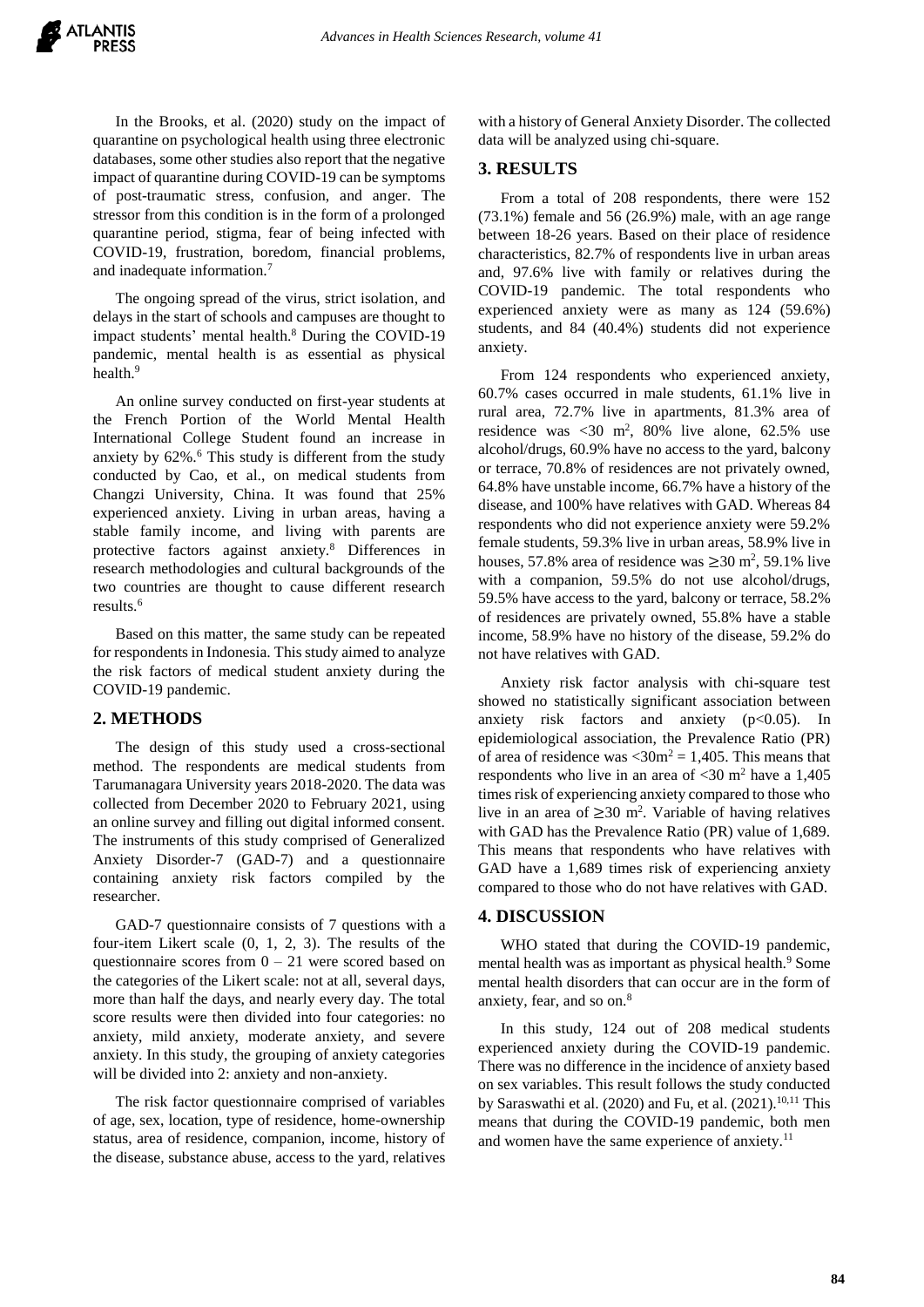In the Brooks, et al. (2020) study on the impact of quarantine on psychological health using three electronic databases, some other studies also report that the negative impact of quarantine during COVID-19 can be symptoms of post-traumatic stress, confusion, and anger. The stressor from this condition is in the form of a prolonged quarantine period, stigma, fear of being infected with COVID-19, frustration, boredom, financial problems, and inadequate information.[7]

The ongoing spread of the virus, strict isolation, and delays in the start of schools and campuses are thought to impact students' mental health.[8] During the COVID-19 pandemic, mental health is as essential as physical health.[9]

An online survey conducted on first-year students at the French Portion of the World Mental Health International College Student found an increase in anxiety by 62%.[6] This study is different from the study conducted by Cao, et al., on medical students from Changzi University, China. It was found that 25% experienced anxiety. Living in urban areas, having a stable family income, and living with parents are protective factors against anxiety.[8] Differences in research methodologies and cultural backgrounds of the two countries are thought to cause different research results.[6]

Based on this matter, the same study can be repeated for respondents in Indonesia. This study aimed to analyze the risk factors of medical student anxiety during the COVID-19 pandemic.

## 2. METHODS

The design of this study used a cross-sectional method. The respondents are medical students from Tarumanagara University years 2018-2020. The data was collected from December 2020 to February 2021, using an online survey and filling out digital informed consent. The instruments of this study comprised of Generalized Anxiety Disorder-7 (GAD-7) and a questionnaire containing anxiety risk factors compiled by the researcher.

GAD-7 questionnaire consists of 7 questions with a four-item Likert scale (0, 1, 2, 3). The results of the questionnaire scores from 0 – 21 were scored based on the categories of the Likert scale: not at all, several days, more than half the days, and nearly every day. The total score results were then divided into four categories: no anxiety, mild anxiety, moderate anxiety, and severe anxiety. In this study, the grouping of anxiety categories will be divided into 2: anxiety and non-anxiety.

The risk factor questionnaire comprised of variables of age, sex, location, type of residence, home-ownership status, area of residence, companion, income, history of the disease, substance abuse, access to the yard, relatives with a history of General Anxiety Disorder. The collected data will be analyzed using chi-square.

## 3. RESULTS

From a total of 208 respondents, there were 152 (73.1%) female and 56 (26.9%) male, with an age range between 18-26 years. Based on their place of residence characteristics, 82.7% of respondents live in urban areas and, 97.6% live with family or relatives during the COVID-19 pandemic. The total respondents who experienced anxiety were as many as 124 (59.6%) students, and 84 (40.4%) students did not experience anxiety.

From 124 respondents who experienced anxiety, 60.7% cases occurred in male students, 61.1% live in rural area, 72.7% live in apartments, 81.3% area of residence was <30 m$^2$, 80% live alone, 62.5% use alcohol/drugs, 60.9% have no access to the yard, balcony or terrace, 70.8% of residences are not privately owned, 64.8% have unstable income, 66.7% have a history of the disease, and 100% have relatives with GAD. Whereas 84 respondents who did not experience anxiety were 59.2% female students, 59.3% live in urban areas, 58.9% live in houses, 57.8% area of residence was ≥30 m$^2$, 59.1% live with a companion, 59.5% do not use alcohol/drugs, 59.5% have access to the yard, balcony or terrace, 58.2% of residences are privately owned, 55.8% have a stable income, 58.9% have no history of the disease, 59.2% do not have relatives with GAD.

Anxiety risk factor analysis with chi-square test showed no statistically significant association between anxiety risk factors and anxiety ($p<0.05$). In epidemiological association, the Prevalence Ratio (PR) of area of residence was <30m$^2$ = 1,405. This means that respondents who live in an area of <30 m$^2$ have a 1,405 times risk of experiencing anxiety compared to those who live in an area of ≥30 m$^2$. Variable of having relatives with GAD has the Prevalence Ratio (PR) value of 1,689. This means that respondents who have relatives with GAD have a 1,689 times risk of experiencing anxiety compared to those who do not have relatives with GAD.

## 4. DISCUSSION

WHO stated that during the COVID-19 pandemic, mental health was as important as physical health.[9] Some mental health disorders that can occur are in the form of anxiety, fear, and so on.[8]

In this study, 124 out of 208 medical students experienced anxiety during the COVID-19 pandemic. There was no difference in the incidence of anxiety based on sex variables. This result follows the study conducted by Saraswathi et al. (2020) and Fu, et al. (2021).[10,11] This means that during the COVID-19 pandemic, both men and women have the same experience of anxiety.[11]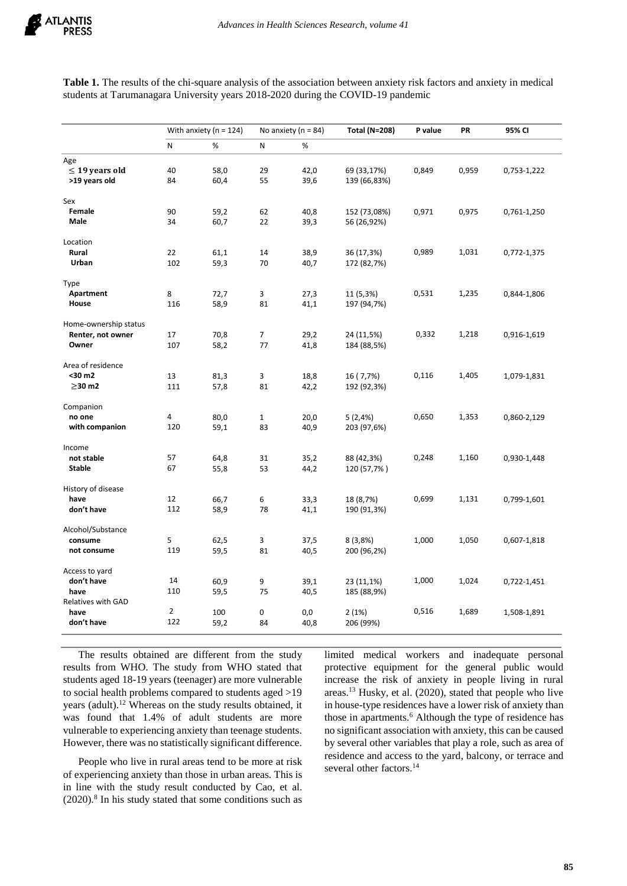**Table 1.** The results of the chi-square analysis of the association between anxiety risk factors and anxiety in medical students at Tarumanagara University years 2018-2020 during the COVID-19 pandemic

| | With anxiety (n = 124) | | No anxiety (n = 84) | | **Total (N=208)** | **P value** | **PR** | **95% CI** |
|---|---|---|---|---|---|---|---|---|
| | N | % | N | % | | | | |
| Age | | | | | | | | |
| **≤ 19 years old** | 40 | 58,0 | 29 | 42,0 | 69 (33,17%) | 0,849 | 0,959 | 0,753-1,222 |
| **>19 years old** | 84 | 60,4 | 55 | 39,6 | 139 (66,83%) | | | |
| Sex | | | | | | | | |
| **Female** | 90 | 59,2 | 62 | 40,8 | 152 (73,08%) | 0,971 | 0,975 | 0,761-1,250 |
| **Male** | 34 | 60,7 | 22 | 39,3 | 56 (26,92%) | | | |
| Location | | | | | | | | |
| **Rural** | 22 | 61,1 | 14 | 38,9 | 36 (17,3%) | 0,989 | 1,031 | 0,772-1,375 |
| **Urban** | 102 | 59,3 | 70 | 40,7 | 172 (82,7%) | | | |
| Type | | | | | | | | |
| **Apartment** | 8 | 72,7 | 3 | 27,3 | 11 (5,3%) | 0,531 | 1,235 | 0,844-1,806 |
| **House** | 116 | 58,9 | 81 | 41,1 | 197 (94,7%) | | | |
| Home-ownership status | | | | | | | | |
| **Renter, not owner** | 17 | 70,8 | 7 | 29,2 | 24 (11,5%) | 0,332 | 1,218 | 0,916-1,619 |
| **Owner** | 107 | 58,2 | 77 | 41,8 | 184 (88,5%) | | | |
| Area of residence | | | | | | | | |
| **<30 m2** | 13 | 81,3 | 3 | 18,8 | 16 ( 7,7%) | 0,116 | 1,405 | 1,079-1,831 |
| **≥30 m2** | 111 | 57,8 | 81 | 42,2 | 192 (92,3%) | | | |
| Companion | | | | | | | | |
| **no one** | 4 | 80,0 | 1 | 20,0 | 5 (2,4%) | 0,650 | 1,353 | 0,860-2,129 |
| **with companion** | 120 | 59,1 | 83 | 40,9 | 203 (97,6%) | | | |
| Income | | | | | | | | |
| **not stable** | 57 | 64,8 | 31 | 35,2 | 88 (42,3%) | 0,248 | 1,160 | 0,930-1,448 |
| **Stable** | 67 | 55,8 | 53 | 44,2 | 120 (57,7% ) | | | |
| History of disease | | | | | | | | |
| **have** | 12 | 66,7 | 6 | 33,3 | 18 (8,7%) | 0,699 | 1,131 | 0,799-1,601 |
| **don't have** | 112 | 58,9 | 78 | 41,1 | 190 (91,3%) | | | |
| Alcohol/Substance | | | | | | | | |
| **consume** | 5 | 62,5 | 3 | 37,5 | 8 (3,8%) | 1,000 | 1,050 | 0,607-1,818 |
| **not consume** | 119 | 59,5 | 81 | 40,5 | 200 (96,2%) | | | |
| Access to yard | | | | | | | | |
| **don't have** | 14 | 60,9 | 9 | 39,1 | 23 (11,1%) | 1,000 | 1,024 | 0,722-1,451 |
| **have** | 110 | 59,5 | 75 | 40,5 | 185 (88,9%) | | | |
| Relatives with GAD | | | | | | | | |
| **have** | 2 | 100 | 0 | 0,0 | 2 (1%) | 0,516 | 1,689 | 1,508-1,891 |
| **don't have** | 122 | 59,2 | 84 | 40,8 | 206 (99%) | | | |

The results obtained are different from the study results from WHO. The study from WHO stated that students aged 18-19 years (teenager) are more vulnerable to social health problems compared to students aged >19 years (adult).[12] Whereas on the study results obtained, it was found that 1.4% of adult students are more vulnerable to experiencing anxiety than teenage students. However, there was no statistically significant difference.

People who live in rural areas tend to be more at risk of experiencing anxiety than those in urban areas. This is in line with the study result conducted by Cao, et al. (2020).[8] In his study stated that some conditions such as limited medical workers and inadequate personal protective equipment for the general public would increase the risk of anxiety in people living in rural areas.[13] Husky, et al. (2020), stated that people who live in house-type residences have a lower risk of anxiety than those in apartments.[6] Although the type of residence has no significant association with anxiety, this can be caused by several other variables that play a role, such as area of residence and access to the yard, balcony, or terrace and several other factors.[14]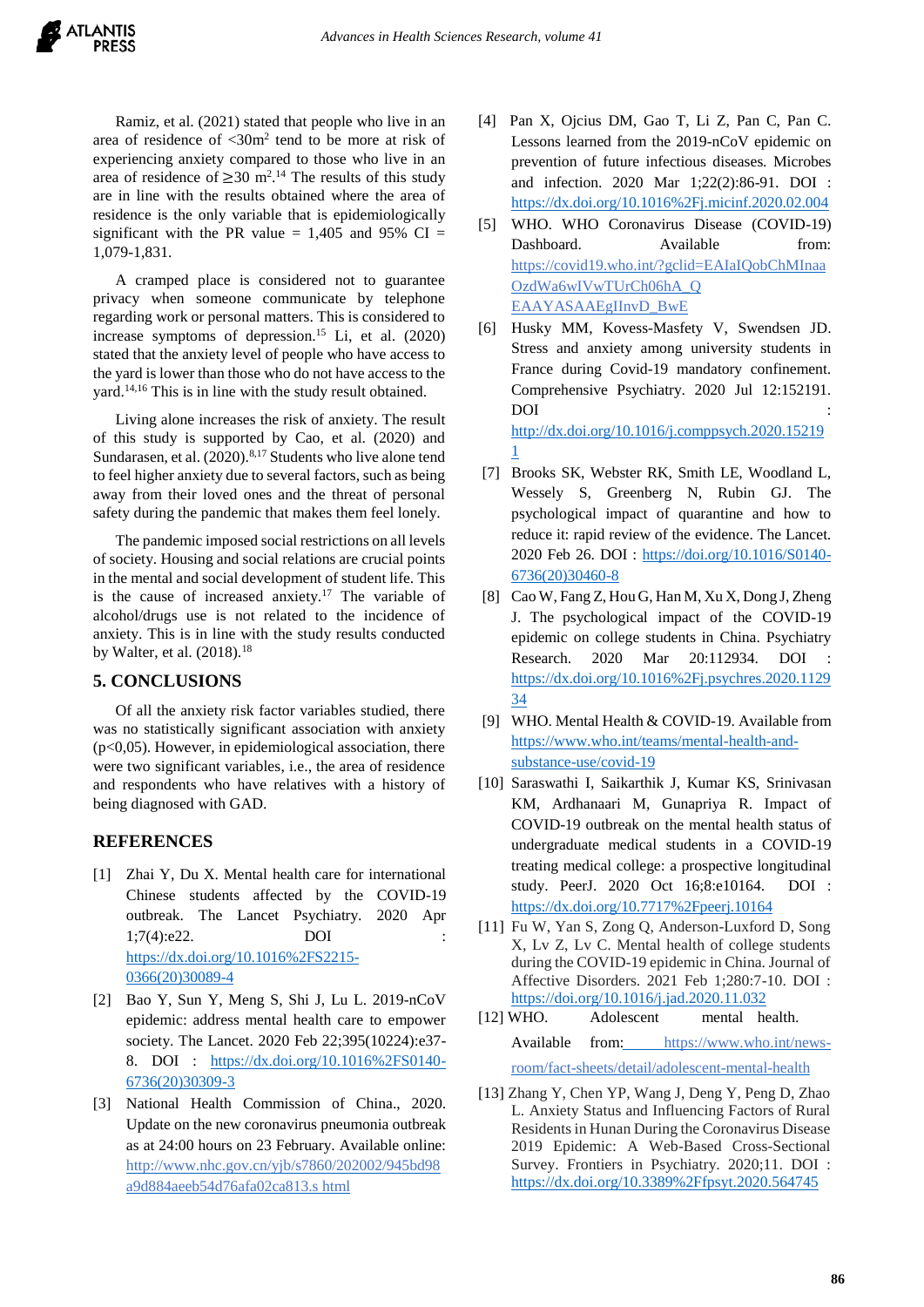Ramiz, et al. (2021) stated that people who live in an area of residence of <30m$^2$ tend to be more at risk of experiencing anxiety compared to those who live in an area of residence of ≥30 m$^2$.[14] The results of this study are in line with the results obtained where the area of residence is the only variable that is epidemiologically significant with the PR value = 1,405 and 95% CI = 1,079-1,831.

A cramped place is considered not to guarantee privacy when someone communicate by telephone regarding work or personal matters. This is considered to increase symptoms of depression.[15] Li, et al. (2020) stated that the anxiety level of people who have access to the yard is lower than those who do not have access to the yard.[14,16] This is in line with the study result obtained.

Living alone increases the risk of anxiety. The result of this study is supported by Cao, et al. (2020) and Sundarasen, et al. (2020).[8,17] Students who live alone tend to feel higher anxiety due to several factors, such as being away from their loved ones and the threat of personal safety during the pandemic that makes them feel lonely.

The pandemic imposed social restrictions on all levels of society. Housing and social relations are crucial points in the mental and social development of student life. This is the cause of increased anxiety.[17] The variable of alcohol/drugs use is not related to the incidence of anxiety. This is in line with the study results conducted by Walter, et al. (2018).[18]

## 5. CONCLUSIONS

Of all the anxiety risk factor variables studied, there was no statistically significant association with anxiety (p<0,05). However, in epidemiological association, there were two significant variables, i.e., the area of residence and respondents who have relatives with a history of being diagnosed with GAD.

## REFERENCES

[1] Zhai Y, Du X. Mental health care for international Chinese students affected by the COVID-19 outbreak. The Lancet Psychiatry. 2020 Apr 1;7(4):e22. DOI : https://dx.doi.org/10.1016%2FS2215-0366(20)30089-4

[2] Bao Y, Sun Y, Meng S, Shi J, Lu L. 2019-nCoV epidemic: address mental health care to empower society. The Lancet. 2020 Feb 22;395(10224):e37-8. DOI : https://dx.doi.org/10.1016%2FS0140-6736(20)30309-3

[3] National Health Commission of China., 2020. Update on the new coronavirus pneumonia outbreak as at 24:00 hours on 23 February. Available online: http://www.nhc.gov.cn/yjb/s7860/202002/945bd98a9d884aeeb54d76afa02ca813.s html

[4] Pan X, Ojcius DM, Gao T, Li Z, Pan C, Pan C. Lessons learned from the 2019-nCoV epidemic on prevention of future infectious diseases. Microbes and infection. 2020 Mar 1;22(2):86-91. DOI : https://dx.doi.org/10.1016%2Fj.micinf.2020.02.004

[5] WHO. WHO Coronavirus Disease (COVID-19) Dashboard. Available from: https://covid19.who.int/?gclid=EAIaIQobChMInaaOzdWa6wIVwTUrCh06hA_Q EAAYASAAEgIInvD_BwE

[6] Husky MM, Kovess-Masfety V, Swendsen JD. Stress and anxiety among university students in France during Covid-19 mandatory confinement. Comprehensive Psychiatry. 2020 Jul 12:152191. DOI : http://dx.doi.org/10.1016/j.comppsych.2020.152191

[7] Brooks SK, Webster RK, Smith LE, Woodland L, Wessely S, Greenberg N, Rubin GJ. The psychological impact of quarantine and how to reduce it: rapid review of the evidence. The Lancet. 2020 Feb 26. DOI : https://doi.org/10.1016/S0140-6736(20)30460-8

[8] Cao W, Fang Z, Hou G, Han M, Xu X, Dong J, Zheng J. The psychological impact of the COVID-19 epidemic on college students in China. Psychiatry Research. 2020 Mar 20:112934. DOI : https://dx.doi.org/10.1016%2Fj.psychres.2020.112934

[9] WHO. Mental Health & COVID-19. Available from https://www.who.int/teams/mental-health-and-substance-use/covid-19

[10] Saraswathi I, Saikarthik J, Kumar KS, Srinivasan KM, Ardhanaari M, Gunapriya R. Impact of COVID-19 outbreak on the mental health status of undergraduate medical students in a COVID-19 treating medical college: a prospective longitudinal study. PeerJ. 2020 Oct 16;8:e10164. DOI : https://dx.doi.org/10.7717%2Fpeerj.10164

[11] Fu W, Yan S, Zong Q, Anderson-Luxford D, Song X, Lv Z, Lv C. Mental health of college students during the COVID-19 epidemic in China. Journal of Affective Disorders. 2021 Feb 1;280:7-10. DOI : https://doi.org/10.1016/j.jad.2020.11.032

[12] WHO. Adolescent mental health. Available from: https://www.who.int/news-room/fact-sheets/detail/adolescent-mental-health

[13] Zhang Y, Chen YP, Wang J, Deng Y, Peng D, Zhao L. Anxiety Status and Influencing Factors of Rural Residents in Hunan During the Coronavirus Disease 2019 Epidemic: A Web-Based Cross-Sectional Survey. Frontiers in Psychiatry. 2020;11. DOI : https://dx.doi.org/10.3389%2Ffpsyt.2020.564745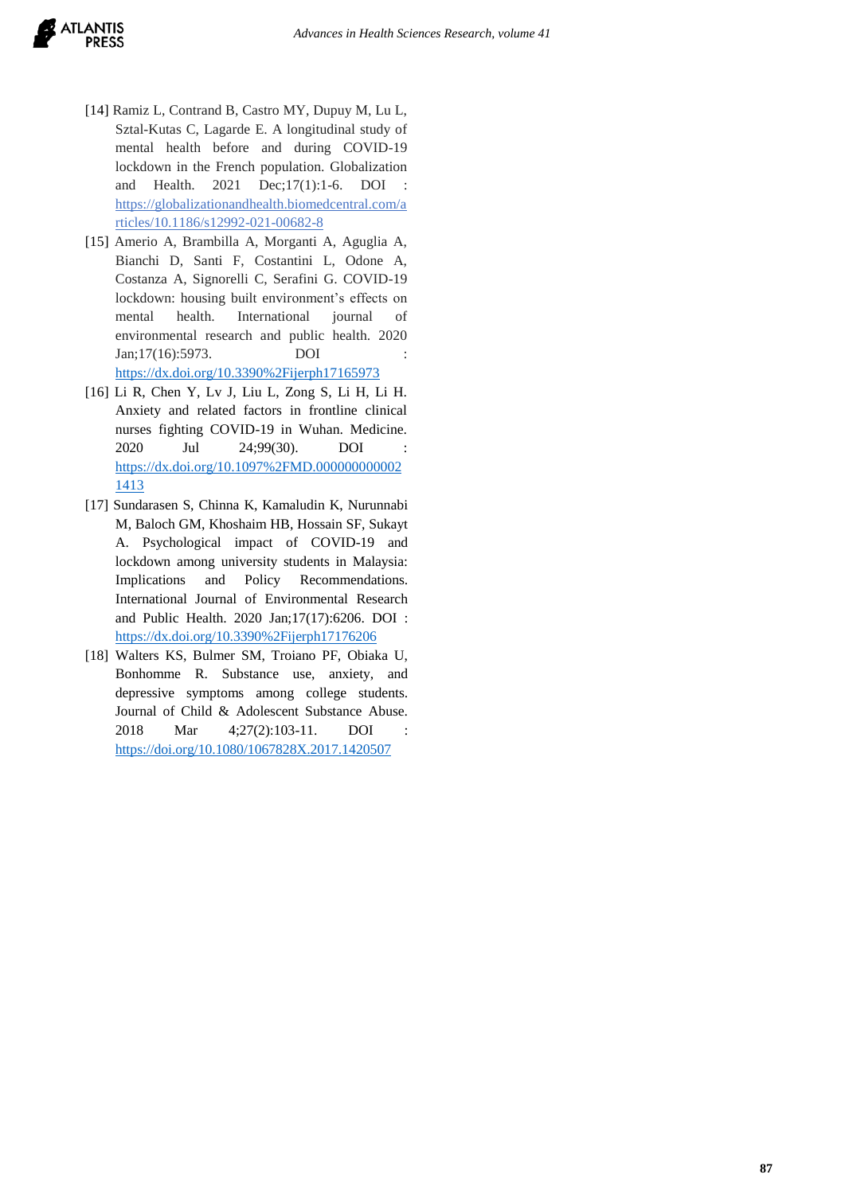[14] Ramiz L, Contrand B, Castro MY, Dupuy M, Lu L, Sztal-Kutas C, Lagarde E. A longitudinal study of mental health before and during COVID-19 lockdown in the French population. Globalization and Health. 2021 Dec;17(1):1-6. DOI : https://globalizationandhealth.biomedcentral.com/articles/10.1186/s12992-021-00682-8

[15] Amerio A, Brambilla A, Morganti A, Aguglia A, Bianchi D, Santi F, Costantini L, Odone A, Costanza A, Signorelli C, Serafini G. COVID-19 lockdown: housing built environment's effects on mental health. International journal of environmental research and public health. 2020 Jan;17(16):5973. DOI : https://dx.doi.org/10.3390%2Fijerph17165973

[16] Li R, Chen Y, Lv J, Liu L, Zong S, Li H, Li H. Anxiety and related factors in frontline clinical nurses fighting COVID-19 in Wuhan. Medicine. 2020 Jul 24;99(30). DOI : https://dx.doi.org/10.1097%2FMD.0000000000021413

[17] Sundarasen S, Chinna K, Kamaludin K, Nurunnabi M, Baloch GM, Khoshaim HB, Hossain SF, Sukayt A. Psychological impact of COVID-19 and lockdown among university students in Malaysia: Implications and Policy Recommendations. International Journal of Environmental Research and Public Health. 2020 Jan;17(17):6206. DOI : https://dx.doi.org/10.3390%2Fijerph17176206

[18] Walters KS, Bulmer SM, Troiano PF, Obiaka U, Bonhomme R. Substance use, anxiety, and depressive symptoms among college students. Journal of Child & Adolescent Substance Abuse. 2018 Mar 4;27(2):103-11. DOI : https://doi.org/10.1080/1067828X.2017.1420507